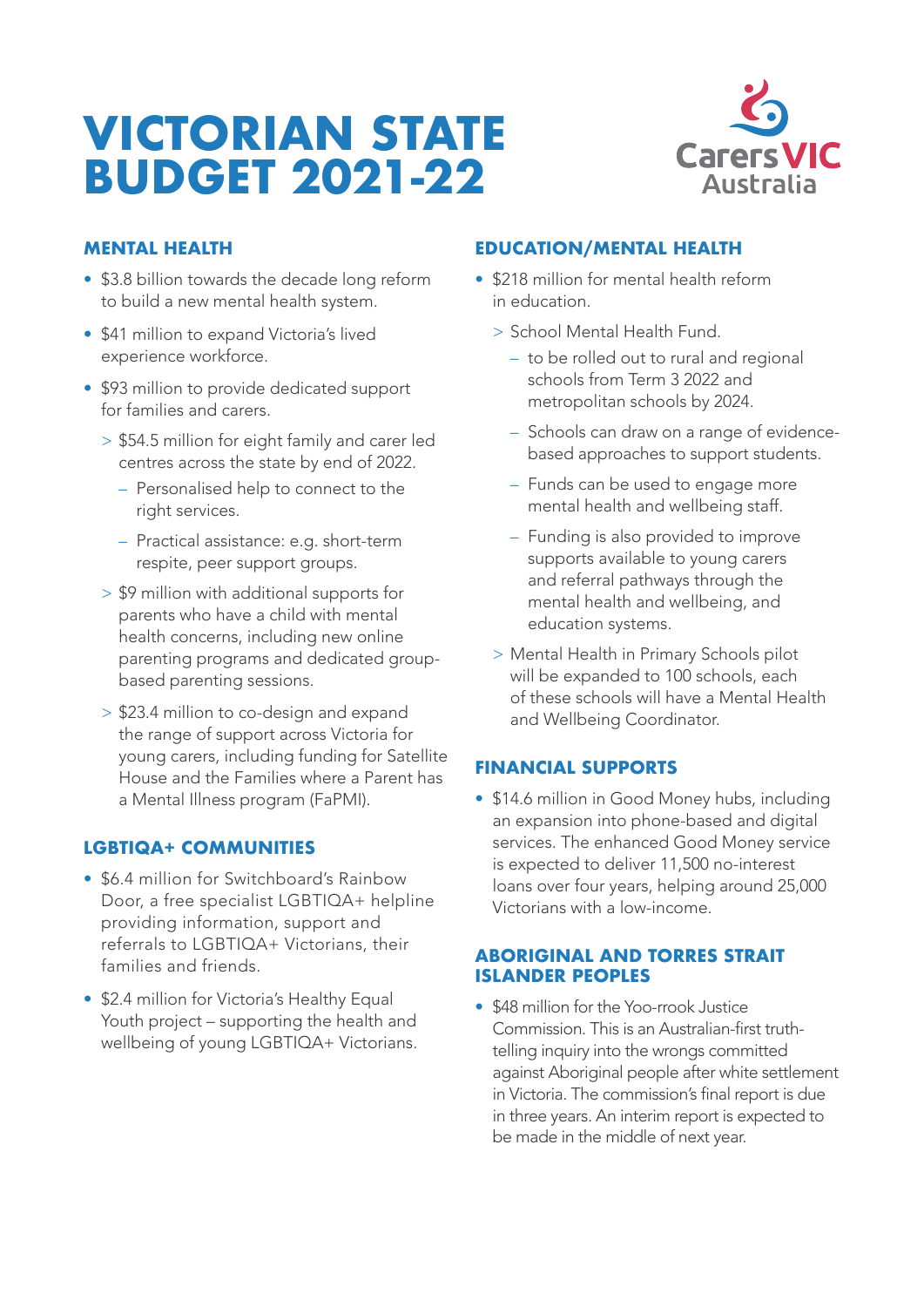# VICTORIAN STATE BUDGET 2021-22

## MENTAL HEALTH

- $3.8 billion towards the decade long reform to build a new mental health system.
- $41 million to expand Victoria's lived experience workforce.
- $93 million to provide dedicated support for families and carers.
  - > $54.5 million for eight family and carer led centres across the state by end of 2022.
    - Personalised help to connect to the right services.
    - Practical assistance: e.g. short-term respite, peer support groups.
  - > $9 million with additional supports for parents who have a child with mental health concerns, including new online parenting programs and dedicated group-based parenting sessions.
  - > $23.4 million to co-design and expand the range of support across Victoria for young carers, including funding for Satellite House and the Families where a Parent has a Mental Illness program (FaPMI).

## LGBTIQA+ COMMUNITIES

- $6.4 million for Switchboard's Rainbow Door, a free specialist LGBTIQA+ helpline providing information, support and referrals to LGBTIQA+ Victorians, their families and friends.
- $2.4 million for Victoria's Healthy Equal Youth project – supporting the health and wellbeing of young LGBTIQA+ Victorians.

## EDUCATION/MENTAL HEALTH

- $218 million for mental health reform in education.
  - > School Mental Health Fund.
    - to be rolled out to rural and regional schools from Term 3 2022 and metropolitan schools by 2024.
    - Schools can draw on a range of evidence-based approaches to support students.
    - Funds can be used to engage more mental health and wellbeing staff.
    - Funding is also provided to improve supports available to young carers and referral pathways through the mental health and wellbeing, and education systems.
  - > Mental Health in Primary Schools pilot will be expanded to 100 schools, each of these schools will have a Mental Health and Wellbeing Coordinator.

## FINANCIAL SUPPORTS

- $14.6 million in Good Money hubs, including an expansion into phone-based and digital services. The enhanced Good Money service is expected to deliver 11,500 no-interest loans over four years, helping around 25,000 Victorians with a low-income.

## ABORIGINAL AND TORRES STRAIT ISLANDER PEOPLES

- $48 million for the Yoo-rrook Justice Commission. This is an Australian-first truth-telling inquiry into the wrongs committed against Aboriginal people after white settlement in Victoria. The commission's final report is due in three years. An interim report is expected to be made in the middle of next year.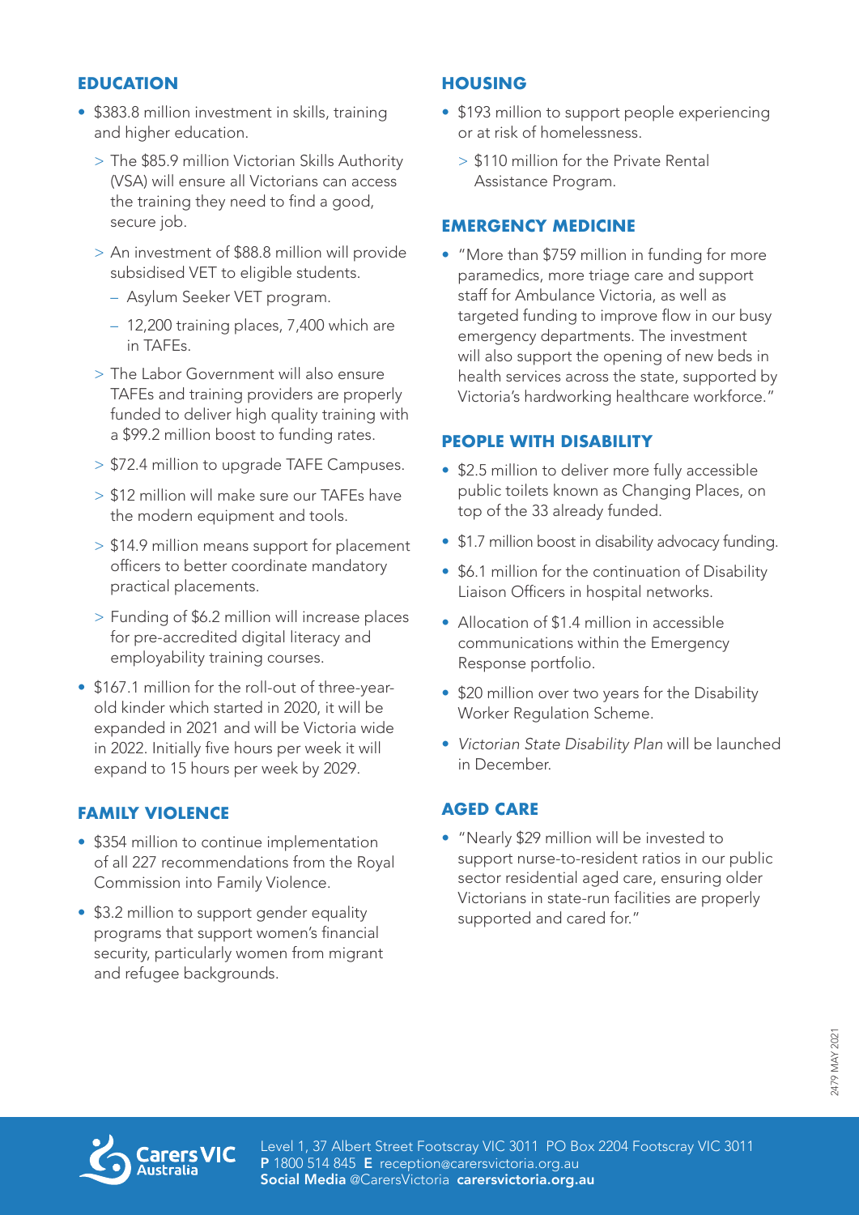## EDUCATION

- $383.8 million investment in skills, training and higher education.
  - The $85.9 million Victorian Skills Authority (VSA) will ensure all Victorians can access the training they need to find a good, secure job.
  - An investment of $88.8 million will provide subsidised VET to eligible students.
    - Asylum Seeker VET program.
    - 12,200 training places, 7,400 which are in TAFEs.
  - The Labor Government will also ensure TAFEs and training providers are properly funded to deliver high quality training with a $99.2 million boost to funding rates.
  - $72.4 million to upgrade TAFE Campuses.
  - $12 million will make sure our TAFEs have the modern equipment and tools.
  - $14.9 million means support for placement officers to better coordinate mandatory practical placements.
  - Funding of $6.2 million will increase places for pre-accredited digital literacy and employability training courses.
- $167.1 million for the roll-out of three-year-old kinder which started in 2020, it will be expanded in 2021 and will be Victoria wide in 2022. Initially five hours per week it will expand to 15 hours per week by 2029.

## FAMILY VIOLENCE

- $354 million to continue implementation of all 227 recommendations from the Royal Commission into Family Violence.
- $3.2 million to support gender equality programs that support women's financial security, particularly women from migrant and refugee backgrounds.

## HOUSING

- $193 million to support people experiencing or at risk of homelessness.
  - $110 million for the Private Rental Assistance Program.

## EMERGENCY MEDICINE

- "More than $759 million in funding for more paramedics, more triage care and support staff for Ambulance Victoria, as well as targeted funding to improve flow in our busy emergency departments. The investment will also support the opening of new beds in health services across the state, supported by Victoria's hardworking healthcare workforce."

## PEOPLE WITH DISABILITY

- $2.5 million to deliver more fully accessible public toilets known as Changing Places, on top of the 33 already funded.
- $1.7 million boost in disability advocacy funding.
- $6.1 million for the continuation of Disability Liaison Officers in hospital networks.
- Allocation of $1.4 million in accessible communications within the Emergency Response portfolio.
- $20 million over two years for the Disability Worker Regulation Scheme.
- *Victorian State Disability Plan* will be launched in December.

## AGED CARE

- "Nearly $29 million will be invested to support nurse-to-resident ratios in our public sector residential aged care, ensuring older Victorians in state-run facilities are properly supported and cared for."

2479 MAY 2021

Level 1, 37 Albert Street Footscray VIC 3011 PO Box 2204 Footscray VIC 3011
**P** 1800 514 845 **E** reception@carersvictoria.org.au
**Social Media** @CarersVictoria **carersvictoria.org.au**